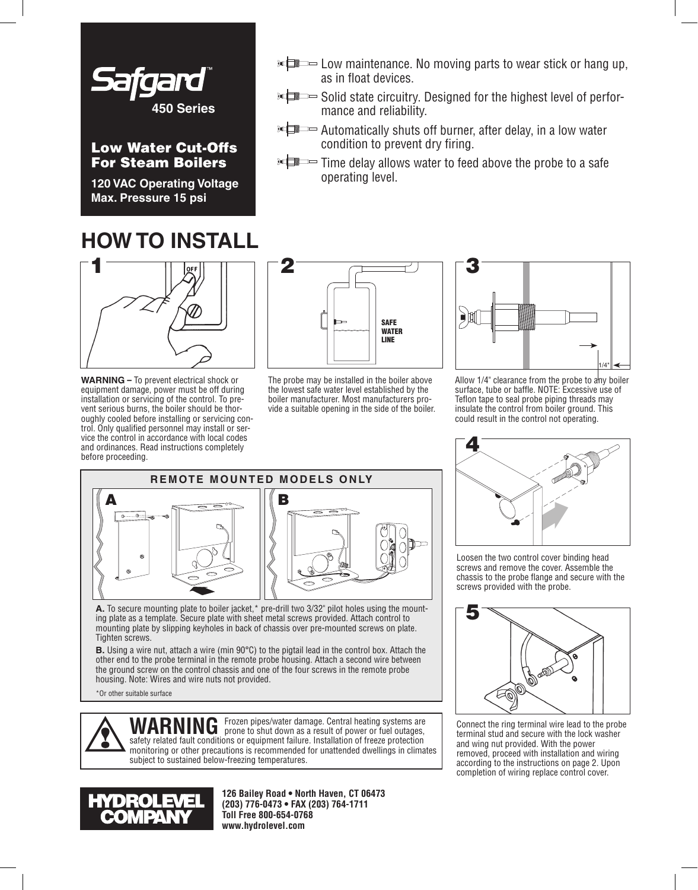# Safgard™

**450 Series**

## Low Water Cut-Offs For Steam Boilers

**120 VAC Operating Voltage**
**Max. Pressure 15 psi**

- Low maintenance. No moving parts to wear stick or hang up, as in float devices.
- Solid state circuitry. Designed for the highest level of performance and reliability.
- Automatically shuts off burner, after delay, in a low water condition to prevent dry firing.
- Time delay allows water to feed above the probe to a safe operating level.

## HOW TO INSTALL

### 1

OFF

**WARNING –** To prevent electrical shock or equipment damage, power must be off during installation or servicing of the control. To prevent serious burns, the boiler should be thoroughly cooled before installing or servicing control. Only qualified personnel may install or service the control in accordance with local codes and ordinances. Read instructions completely before proceeding.

### 2

SAFE WATER LINE

The probe may be installed in the boiler above the lowest safe water level established by the boiler manufacturer. Most manufacturers provide a suitable opening in the side of the boiler.

### 3

1/4"

Allow 1/4" clearance from the probe to any boiler surface, tube or baffle. NOTE: Excessive use of Teflon tape to seal probe piping threads may insulate the control from boiler ground. This could result in the control not operating.

### 4

Loosen the two control cover binding head screws and remove the cover. Assemble the chassis to the probe flange and secure with the screws provided with the probe.

### 5

Connect the ring terminal wire lead to the probe terminal stud and secure with the lock washer and wing nut provided. With the power removed, proceed with installation and wiring according to the instructions on page 2. Upon completion of wiring replace control cover.

### REMOTE MOUNTED MODELS ONLY

**A.** To secure mounting plate to boiler jacket,* pre-drill two 3/32" pilot holes using the mounting plate as a template. Secure plate with sheet metal screws provided. Attach control to mounting plate by slipping keyholes in back of chassis over pre-mounted screws on plate. Tighten screws.

**B.** Using a wire nut, attach a wire (min 90°C) to the pigtail lead in the control box. Attach the other end to the probe terminal in the remote probe housing. Attach a second wire between the ground screw on the control chassis and one of the four screws in the remote probe housing. Note: Wires and wire nuts not provided.

*Or other suitable surface

**WARNING** Frozen pipes/water damage. Central heating systems are prone to shut down as a result of power or fuel outages, safety related fault conditions or equipment failure. Installation of freeze protection monitoring or other precautions is recommended for unattended dwellings in climates subject to sustained below-freezing temperatures.

**HYDROLEVEL COMPANY**

**126 Bailey Road • North Haven, CT 06473**
**(203) 776-0473 • FAX (203) 764-1711**
**Toll Free 800-654-0768**
**www.hydrolevel.com**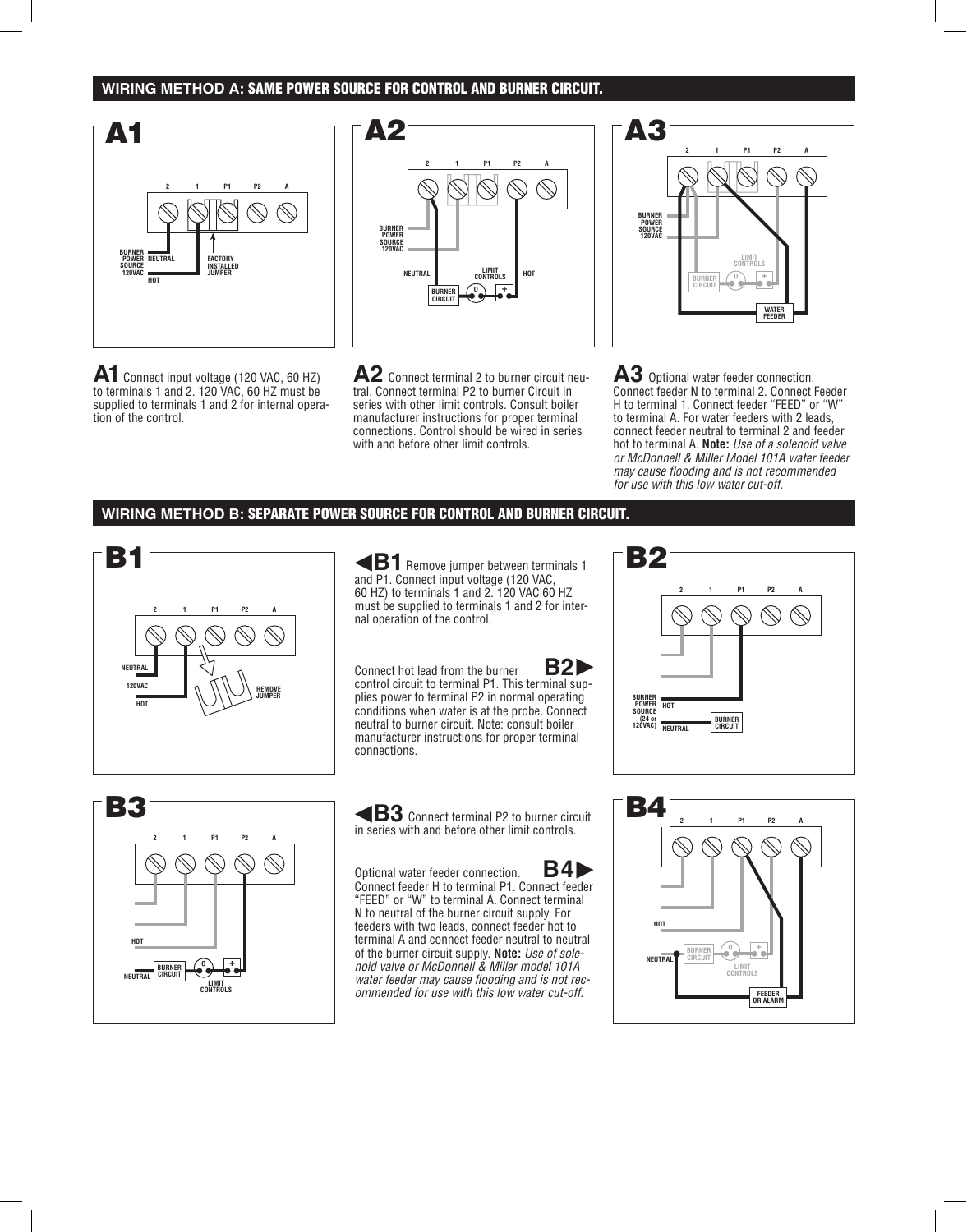## WIRING METHOD A: SAME POWER SOURCE FOR CONTROL AND BURNER CIRCUIT.

**A1** Connect input voltage (120 VAC, 60 HZ) to terminals 1 and 2. 120 VAC, 60 HZ must be supplied to terminals 1 and 2 for internal operation of the control.

**A2** Connect terminal 2 to burner circuit neutral. Connect terminal P2 to burner Circuit in series with other limit controls. Consult boiler manufacturer instructions for proper terminal connections. Control should be wired in series with and before other limit controls.

**A3** Optional water feeder connection. Connect feeder N to terminal 2. Connect Feeder H to terminal 1. Connect feeder "FEED" or "W" to terminal A. For water feeders with 2 leads, connect feeder neutral to terminal 2 and feeder hot to terminal A. **Note:** *Use of a solenoid valve or McDonnell & Miller Model 101A water feeder may cause flooding and is not recommended for use with this low water cut-off.*

## WIRING METHOD B: SEPARATE POWER SOURCE FOR CONTROL AND BURNER CIRCUIT.

**B1** Remove jumper between terminals 1 and P1. Connect input voltage (120 VAC, 60 HZ) to terminals 1 and 2. 120 VAC 60 HZ must be supplied to terminals 1 and 2 for internal operation of the control.

**B2** Connect hot lead from the burner control circuit to terminal P1. This terminal supplies power to terminal P2 in normal operating conditions when water is at the probe. Connect neutral to burner circuit. Note: consult boiler manufacturer instructions for proper terminal connections.

**B3** Connect terminal P2 to burner circuit in series with and before other limit controls.

**B4** Optional water feeder connection. Connect feeder H to terminal P1. Connect feeder "FEED" or "W" to terminal A. Connect terminal N to neutral of the burner circuit supply. For feeders with two leads, connect feeder hot to terminal A and connect feeder neutral to neutral of the burner circuit supply. **Note:** *Use of solenoid valve or McDonnell & Miller model 101A water feeder may cause flooding and is not recommended for use with this low water cut-off.*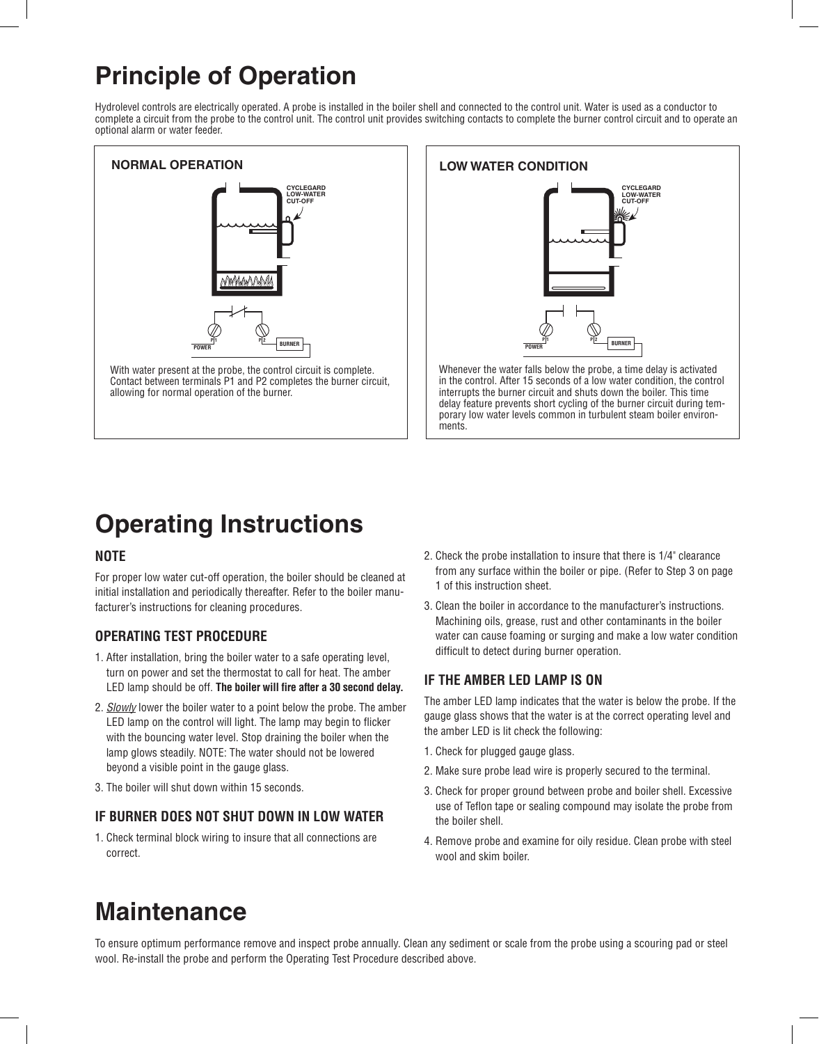# Principle of Operation

Hydrolevel controls are electrically operated. A probe is installed in the boiler shell and connected to the control unit. Water is used as a conductor to complete a circuit from the probe to the control unit. The control unit provides switching contacts to complete the burner control circuit and to operate an optional alarm or water feeder.

### NORMAL OPERATION

CYCLEGARD LOW-WATER CUT-OFF

P1 P2 POWER BURNER

With water present at the probe, the control circuit is complete. Contact between terminals P1 and P2 completes the burner circuit, allowing for normal operation of the burner.

### LOW WATER CONDITION

CYCLEGARD LOW-WATER CUT-OFF

P1 P2 POWER BURNER

Whenever the water falls below the probe, a time delay is activated in the control. After 15 seconds of a low water condition, the control interrupts the burner circuit and shuts down the boiler. This time delay feature prevents short cycling of the burner circuit during temporary low water levels common in turbulent steam boiler environments.

# Operating Instructions

### NOTE

For proper low water cut-off operation, the boiler should be cleaned at initial installation and periodically thereafter. Refer to the boiler manufacturer's instructions for cleaning procedures.

### OPERATING TEST PROCEDURE

1. After installation, bring the boiler water to a safe operating level, turn on power and set the thermostat to call for heat. The amber LED lamp should be off. **The boiler will fire after a 30 second delay.**
2. *Slowly* lower the boiler water to a point below the probe. The amber LED lamp on the control will light. The lamp may begin to flicker with the bouncing water level. Stop draining the boiler when the lamp glows steadily. NOTE: The water should not be lowered beyond a visible point in the gauge glass.
3. The boiler will shut down within 15 seconds.

### IF BURNER DOES NOT SHUT DOWN IN LOW WATER

1. Check terminal block wiring to insure that all connections are correct.
2. Check the probe installation to insure that there is 1/4" clearance from any surface within the boiler or pipe. (Refer to Step 3 on page 1 of this instruction sheet.
3. Clean the boiler in accordance to the manufacturer's instructions. Machining oils, grease, rust and other contaminants in the boiler water can cause foaming or surging and make a low water condition difficult to detect during burner operation.

### IF THE AMBER LED LAMP IS ON

The amber LED lamp indicates that the water is below the probe. If the gauge glass shows that the water is at the correct operating level and the amber LED is lit check the following:

1. Check for plugged gauge glass.
2. Make sure probe lead wire is properly secured to the terminal.
3. Check for proper ground between probe and boiler shell. Excessive use of Teflon tape or sealing compound may isolate the probe from the boiler shell.
4. Remove probe and examine for oily residue. Clean probe with steel wool and skim boiler.

# Maintenance

To ensure optimum performance remove and inspect probe annually. Clean any sediment or scale from the probe using a scouring pad or steel wool. Re-install the probe and perform the Operating Test Procedure described above.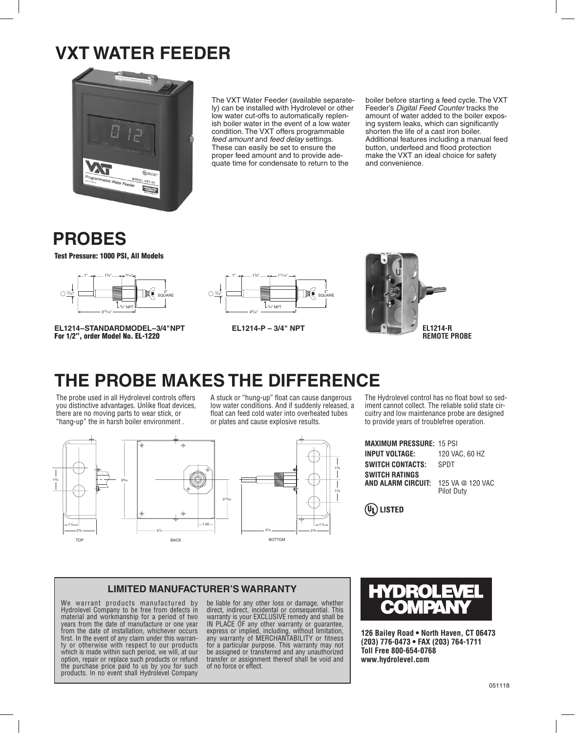# VXT WATER FEEDER

The VXT Water Feeder (available separately) can be installed with Hydrolevel or other low water cut-offs to automatically replenish boiler water in the event of a low water condition. The VXT offers programmable *feed amount* and *feed delay* settings. These can easily be set to ensure the proper feed amount and to provide adequate time for condensate to return to the boiler before starting a feed cycle. The VXT Feeder's *Digital Feed Counter* tracks the amount of water added to the boiler exposing system leaks, which can significantly shorten the life of a cast iron boiler. Additional features including a manual feed button, underfeed and flood protection make the VXT an ideal choice for safety and convenience.

# PROBES

**Test Pressure: 1000 PSI, All Models**

**EL1214–STANDARDMODEL–3/4"NPT**
**For 1/2", order Model No. EL-1220**

**EL1214-P – 3/4" NPT**

**EL1214-R**
**REMOTE PROBE**

# THE PROBE MAKES THE DIFFERENCE

The probe used in all Hydrolevel controls offers you distinctive advantages. Unlike float devices, there are no moving parts to wear stick, or "hang-up" the in harsh boiler environment .

A stuck or "hung-up" float can cause dangerous low water conditions. And if suddenly released, a float can feed cold water into overheated tubes or plates and cause explosive results.

The Hydrolevel control has no float bowl so sediment cannot collect. The reliable solid state circuitry and low maintenance probe are designed to provide years of troublefree operation.

TOP

BACK

BOTTOM

| | |
|---|---|
| **MAXIMUM PRESSURE:** | 15 PSI |
| **INPUT VOLTAGE:** | 120 VAC, 60 HZ |
| **SWITCH CONTACTS:** | SPDT |
| **SWITCH RATINGS AND ALARM CIRCUIT:** | 125 VA @ 120 VAC Pilot Duty |

**UL LISTED**

## LIMITED MANUFACTURER'S WARRANTY

We warrant products manufactured by Hydrolevel Company to be free from defects in material and workmanship for a period of two years from the date of manufacture or one year from the date of installation, whichever occurs first. In the event of any claim under this warranty or otherwise with respect to our products which is made within such period, we will, at our option, repair or replace such products or refund the purchase price paid to us by you for such products. In no event shall Hydrolevel Company be liable for any other loss or damage, whether direct, indirect, incidental or consequential. This warranty is your EXCLUSIVE remedy and shall be IN PLACE OF any other warranty or guarantee, express or implied, including, without limitation, any warranty of MERCHANTABILITY or fitness for a particular purpose. This warranty may not be assigned or transferred and any unauthorized transfer or assignment thereof shall be void and of no force or effect.

**HYDROLEVEL COMPANY**

**126 Bailey Road • North Haven, CT 06473**
**(203) 776-0473 • FAX (203) 764-1711**
**Toll Free 800-654-0768**
**www.hydrolevel.com**

051118